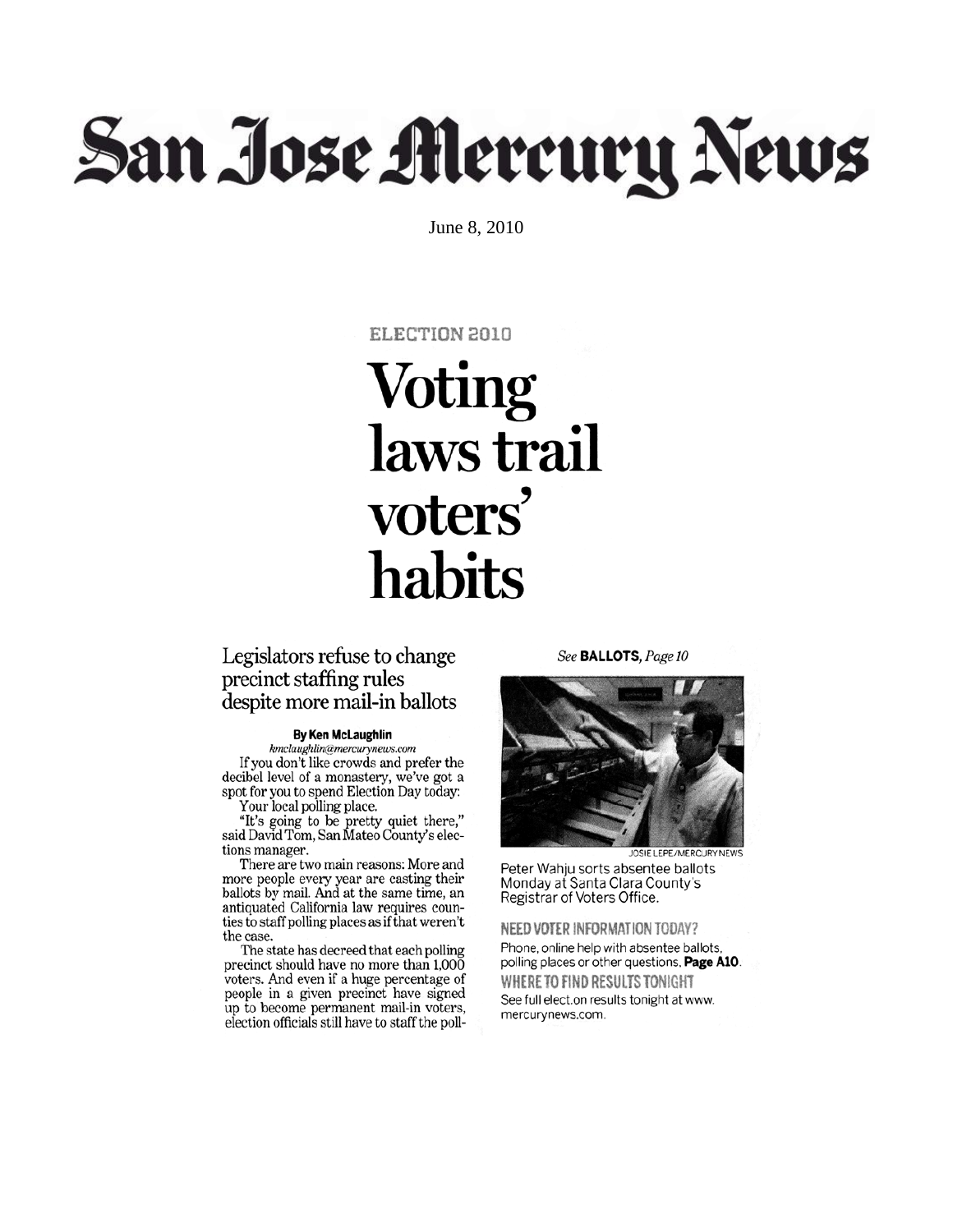# San Jose Mercury News

June 8, 2010

ELECTION 2010

# Voting laws trail voters' habits

## Legislators refuse to change precinct staffing rules despite more mail-in ballots

**By Ken McLaughlin**

*kmclaughlin@mercurynews.com*

If you don't like crowds and prefer the decibel level of a monastery, we've got a spot for you to spend Election Day today:

Your local polling place.

"It's going to be pretty quiet there," said David Tom, San Mateo County's elections manager.

There are two main reasons: More and more people every year are casting their ballots by mail. And at the same time, an antiquated California law requires counties to staff polling places as if that weren't the case.

The state has decreed that each polling precinct should have no more than 1,000 voters. And even if a huge percentage of people in a given precinct have signed up to become permanent mail-in voters, election officials still have to staff the poll-

*See* **BALLOTS**, *Page 10*

JOSIE LEPE/MERCURY NEWS

Peter Wahju sorts absentee ballots Monday at Santa Clara County's Registrar of Voters Office.

**NEED VOTER INFORMATION TODAY?**

Phone, online help with absentee ballots, polling places or other questions. **Page A10**.

**WHERE TO FIND RESULTS TONIGHT**

See full elect.on results tonight at www.mercurynews.com.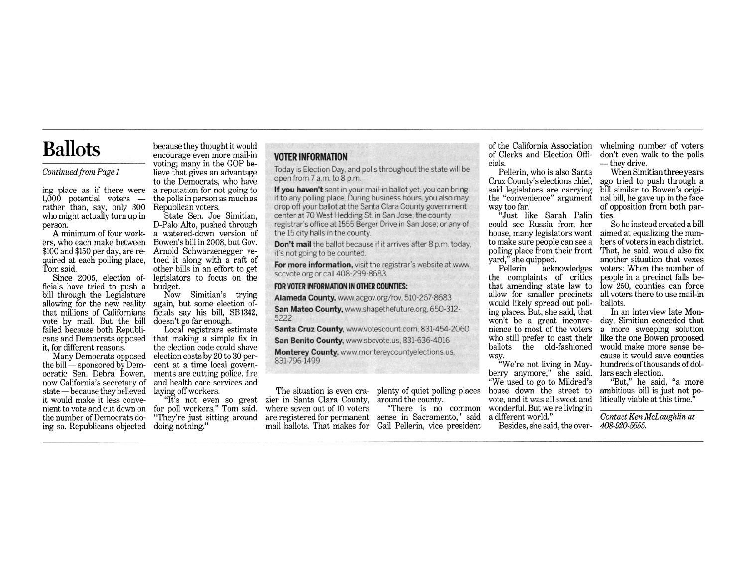# Ballots

*Continued from Page 1*

ing place as if there were 1,000 potential voters — rather than, say, only 300 who might actually turn up in person.

A minimum of four workers, who each make between $100 and $150 per day, are required at each polling place, Tom said.

Since 2005, election officials have tried to push a bill through the Legislature allowing for the new reality that millions of Californians vote by mail. But the bill failed because both Republicans and Democrats opposed it, for different reasons.

Many Democrats opposed the bill — sponsored by Democratic Sen. Debra Bowen, now California's secretary of state — because they believed it would make it less convenient to vote and cut down on the number of Democrats doing so. Republicans objected because they thought it would encourage even more mail-in voting; many in the GOP believe that gives an advantage to the Democrats, who have a reputation for not going to the polls in person as much as Republican voters.

State Sen. Joe Simitian, D-Palo Alto, pushed through a watered-down version of Bowen's bill in 2008, but Gov. Arnold Schwarzenegger vetoed it along with a raft of other bills in an effort to get legislators to focus on the budget.

Now Simitian's trying again, but some election officials say his bill, SB1342, doesn't go far enough.

Local registrars estimate that making a simple fix in the election code could shave election costs by 20 to 30 percent at a time local governments are cutting police, fire and health care services and laying off workers.

"It's not even so great for poll workers," Tom said. "They're just sitting around doing nothing."

The situation is even crazier in Santa Clara County, where seven out of 10 voters are registered for permanent mail ballots. That makes for plenty of quiet polling places around the county.

"There is no common sense in Sacramento," said Gail Pellerin, vice president of the California Association of Clerks and Election Officials.

Pellerin, who is also Santa Cruz County's elections chief, said legislators are carrying the "convenience" argument way too far.

"Just like Sarah Palin could see Russia from her house, many legislators want to make sure people can see a polling place from their front yard," she quipped.

Pellerin acknowledges the complaints of critics that amending state law to allow for smaller precincts would likely spread out polling places. But, she said, that won't be a great inconvenience to most of the voters who still prefer to cast their ballots the old-fashioned way.

"We're not living in Mayberry anymore," she said. "We used to go to Mildred's house down the street to vote, and it was all sweet and wonderful. But we're living in a different world."

Besides, she said, the overwhelming number of voters don't even walk to the polls — they drive.

When Simitian three years ago tried to push through a bill similar to Bowen's original bill, he gave up in the face of opposition from both parties.

So he instead created a bill aimed at equalizing the numbers of voters in each district. That, he said, would also fix another situation that vexes voters: When the number of people in a precinct falls below 250, counties can force all voters there to use mail-in ballots.

In an interview late Monday, Simitian conceded that a more sweeping solution like the one Bowen proposed would make more sense because it would save counties hundreds of thousands of dollars each election.

"But," he said, "a more ambitious bill is just not politically viable at this time."

*Contact Ken McLaughlin at 408-920-5555.*

## VOTER INFORMATION

Today is Election Day, and polls throughout the state will be open from 7 a.m. to 8 p.m.

**If you haven't** sent in your mail-in ballot yet, you can bring it to any polling place. During business hours, you also may drop off your ballot at the Santa Clara County government center at 70 West Hedding St. in San Jose; the county registrar's office at 1555 Berger Drive in San Jose; or any of the 15 city halls in the county.

**Don't mail** the ballot because if it arrives after 8 p.m. today, it's not going to be counted.

**For more information,** visit the registrar's website at www.sccvote.org or call 408-299-8683.

### FOR VOTER INFORMATION IN OTHER COUNTIES:

**Alameda County,** www.acgov.org/rov, 510-267-8683

**San Mateo County,** www.shapethefuture.org, 650-312-5222

**Santa Cruz County,** www.votescount.com, 831-454-2060

**San Benito County,** www.sbcvote.us, 831-636-4016

**Monterey County,** www.montereycountyelections.us, 831-796-1499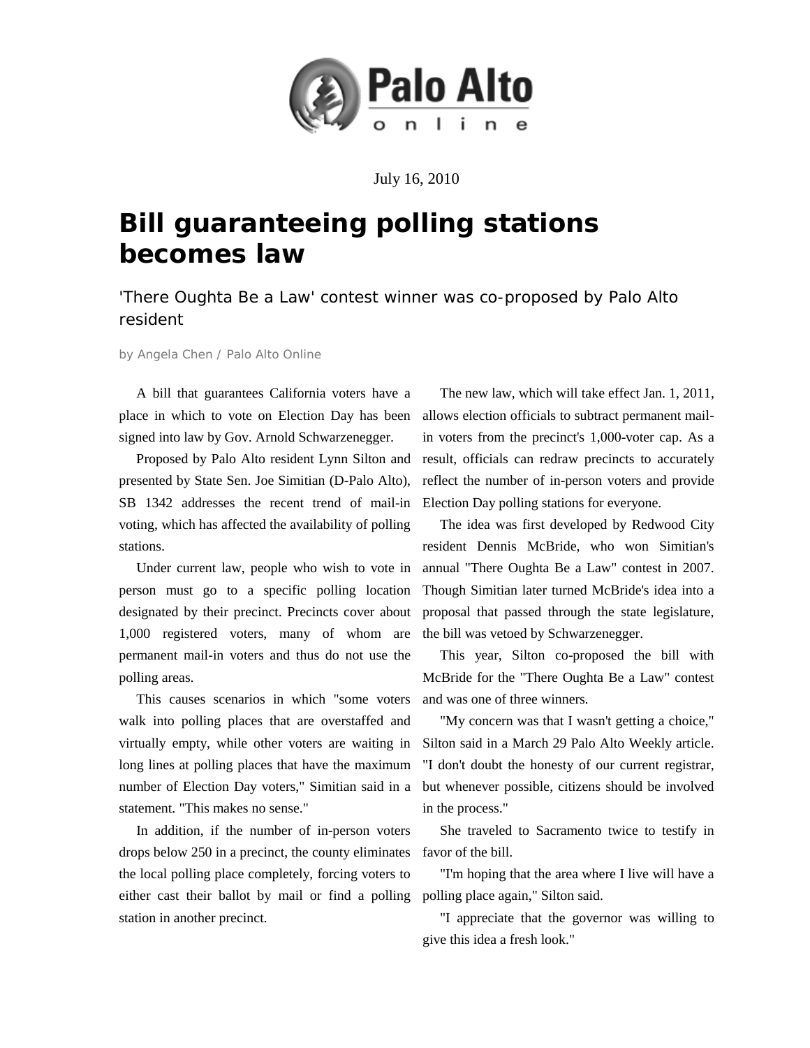Palo Alto online

July 16, 2010

# Bill guaranteeing polling stations becomes law

'There Oughta Be a Law' contest winner was co-proposed by Palo Alto resident

by Angela Chen / Palo Alto Online

A bill that guarantees California voters have a place in which to vote on Election Day has been signed into law by Gov. Arnold Schwarzenegger.

Proposed by Palo Alto resident Lynn Silton and presented by State Sen. Joe Simitian (D-Palo Alto), SB 1342 addresses the recent trend of mail-in voting, which has affected the availability of polling stations.

Under current law, people who wish to vote in person must go to a specific polling location designated by their precinct. Precincts cover about 1,000 registered voters, many of whom are permanent mail-in voters and thus do not use the polling areas.

This causes scenarios in which "some voters walk into polling places that are overstaffed and virtually empty, while other voters are waiting in long lines at polling places that have the maximum number of Election Day voters," Simitian said in a statement. "This makes no sense."

In addition, if the number of in-person voters drops below 250 in a precinct, the county eliminates the local polling place completely, forcing voters to either cast their ballot by mail or find a polling station in another precinct.

The new law, which will take effect Jan. 1, 2011, allows election officials to subtract permanent mail-in voters from the precinct's 1,000-voter cap. As a result, officials can redraw precincts to accurately reflect the number of in-person voters and provide Election Day polling stations for everyone.

The idea was first developed by Redwood City resident Dennis McBride, who won Simitian's annual "There Oughta Be a Law" contest in 2007. Though Simitian later turned McBride's idea into a proposal that passed through the state legislature, the bill was vetoed by Schwarzenegger.

This year, Silton co-proposed the bill with McBride for the "There Oughta Be a Law" contest and was one of three winners.

"My concern was that I wasn't getting a choice," Silton said in a March 29 Palo Alto Weekly article. "I don't doubt the honesty of our current registrar, but whenever possible, citizens should be involved in the process."

She traveled to Sacramento twice to testify in favor of the bill.

"I'm hoping that the area where I live will have a polling place again," Silton said.

"I appreciate that the governor was willing to give this idea a fresh look."